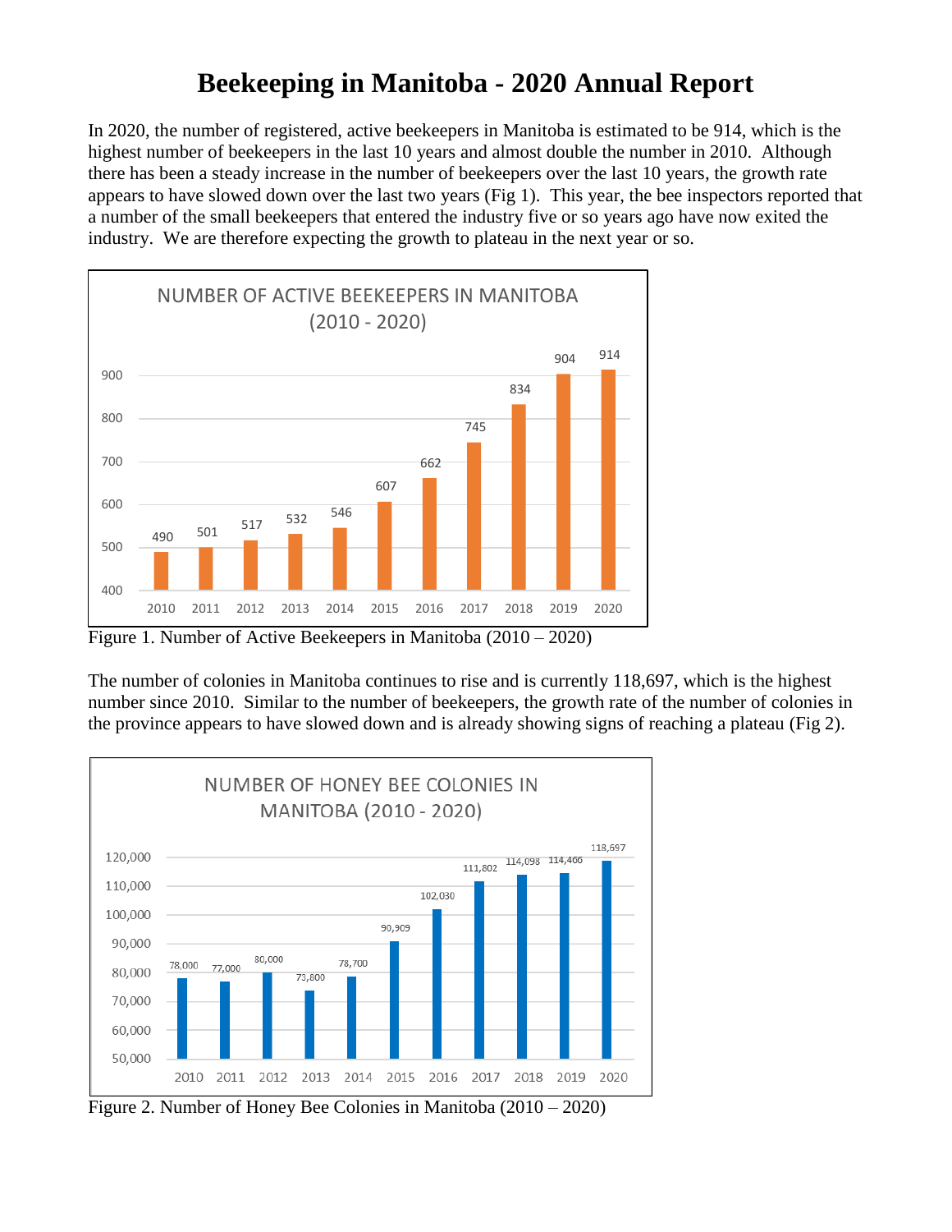# Beekeeping in Manitoba - 2020 Annual Report

In 2020, the number of registered, active beekeepers in Manitoba is estimated to be 914, which is the highest number of beekeepers in the last 10 years and almost double the number in 2010. Although there has been a steady increase in the number of beekeepers over the last 10 years, the growth rate appears to have slowed down over the last two years (Fig 1). This year, the bee inspectors reported that a number of the small beekeepers that entered the industry five or so years ago have now exited the industry. We are therefore expecting the growth to plateau in the next year or so.

**NUMBER OF ACTIVE BEEKEEPERS IN MANITOBA (2010 - 2020)**

| Year | 2010 | 2011 | 2012 | 2013 | 2014 | 2015 | 2016 | 2017 | 2018 | 2019 | 2020 |
|---|---|---|---|---|---|---|---|---|---|---|---|
| Beekeepers | 490 | 501 | 517 | 532 | 546 | 607 | 662 | 745 | 834 | 904 | 914 |

Figure 1. Number of Active Beekeepers in Manitoba (2010 – 2020)

The number of colonies in Manitoba continues to rise and is currently 118,697, which is the highest number since 2010. Similar to the number of beekeepers, the growth rate of the number of colonies in the province appears to have slowed down and is already showing signs of reaching a plateau (Fig 2).

**NUMBER OF HONEY BEE COLONIES IN MANITOBA (2010 - 2020)**

| Year | 2010 | 2011 | 2012 | 2013 | 2014 | 2015 | 2016 | 2017 | 2018 | 2019 | 2020 |
|---|---|---|---|---|---|---|---|---|---|---|---|
| Colonies | 78,000 | 77,000 | 80,000 | 73,800 | 78,700 | 90,909 | 102,030 | 111,802 | 114,098 | 114,466 | 118,697 |

Figure 2. Number of Honey Bee Colonies in Manitoba (2010 – 2020)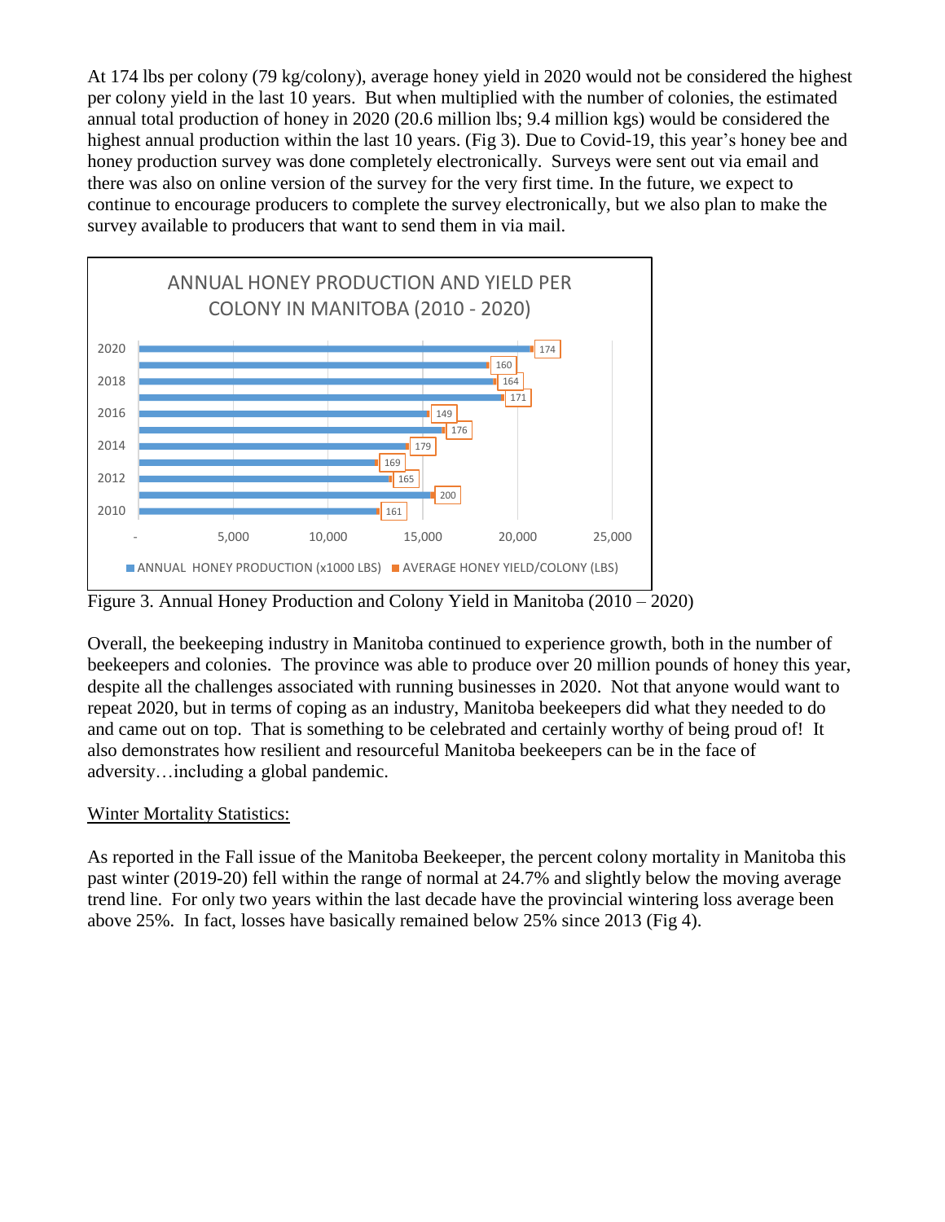At 174 lbs per colony (79 kg/colony), average honey yield in 2020 would not be considered the highest per colony yield in the last 10 years. But when multiplied with the number of colonies, the estimated annual total production of honey in 2020 (20.6 million lbs; 9.4 million kgs) would be considered the highest annual production within the last 10 years. (Fig 3). Due to Covid-19, this year's honey bee and honey production survey was done completely electronically. Surveys were sent out via email and there was also on online version of the survey for the very first time. In the future, we expect to continue to encourage producers to complete the survey electronically, but we also plan to make the survey available to producers that want to send them in via mail.

ANNUAL HONEY PRODUCTION AND YIELD PER COLONY IN MANITOBA (2010 - 2020)

| Year | Average Honey Yield/Colony (LBS) |
| --- | --- |
| 2020 | 174 |
| 2019 | 160 |
| 2018 | 164 |
| 2017 | 171 |
| 2016 | 149 |
| 2015 | 176 |
| 2014 | 179 |
| 2013 | 169 |
| 2012 | 165 |
| 2011 | 200 |
| 2010 | 161 |

ANNUAL HONEY PRODUCTION (x1000 LBS) ■ AVERAGE HONEY YIELD/COLONY (LBS)

Figure 3. Annual Honey Production and Colony Yield in Manitoba (2010 – 2020)

Overall, the beekeeping industry in Manitoba continued to experience growth, both in the number of beekeepers and colonies. The province was able to produce over 20 million pounds of honey this year, despite all the challenges associated with running businesses in 2020. Not that anyone would want to repeat 2020, but in terms of coping as an industry, Manitoba beekeepers did what they needed to do and came out on top. That is something to be celebrated and certainly worthy of being proud of! It also demonstrates how resilient and resourceful Manitoba beekeepers can be in the face of adversity…including a global pandemic.

<u>Winter Mortality Statistics:</u>

As reported in the Fall issue of the Manitoba Beekeeper, the percent colony mortality in Manitoba this past winter (2019-20) fell within the range of normal at 24.7% and slightly below the moving average trend line. For only two years within the last decade have the provincial wintering loss average been above 25%. In fact, losses have basically remained below 25% since 2013 (Fig 4).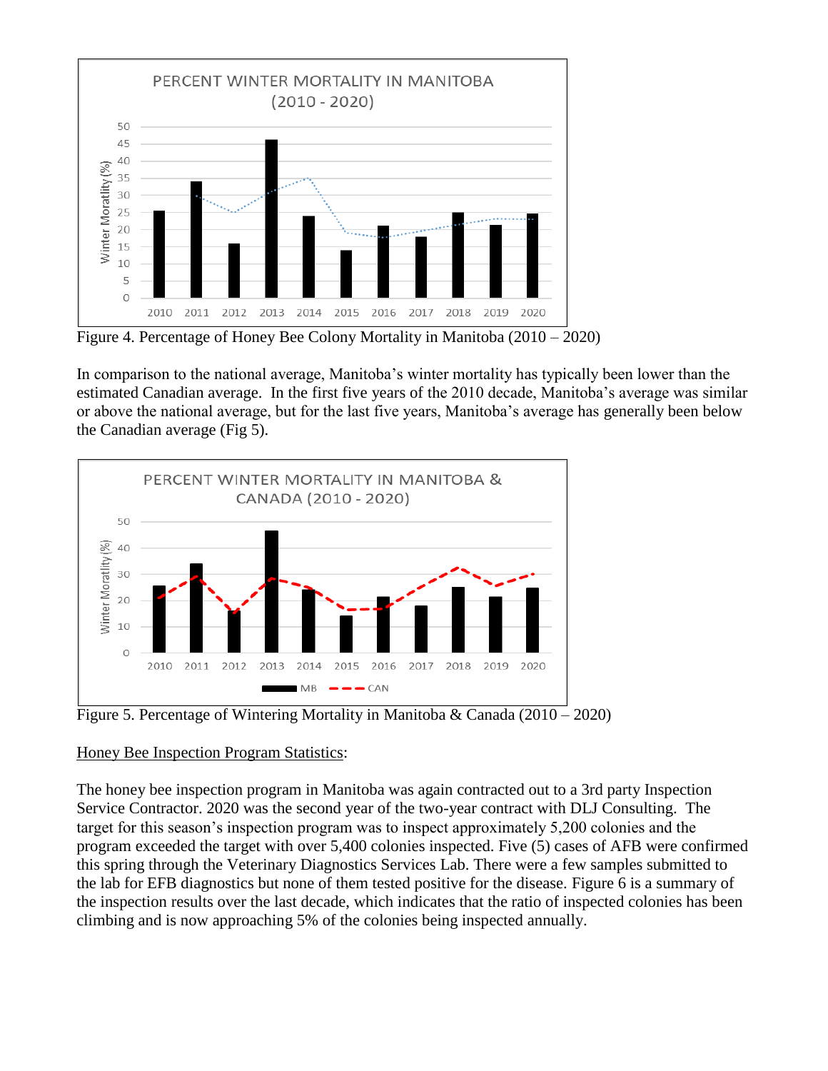Figure 4. Percentage of Honey Bee Colony Mortality in Manitoba (2010 – 2020)

In comparison to the national average, Manitoba's winter mortality has typically been lower than the estimated Canadian average. In the first five years of the 2010 decade, Manitoba's average was similar or above the national average, but for the last five years, Manitoba's average has generally been below the Canadian average (Fig 5).

Figure 5. Percentage of Wintering Mortality in Manitoba & Canada (2010 – 2020)

Honey Bee Inspection Program Statistics:

The honey bee inspection program in Manitoba was again contracted out to a 3rd party Inspection Service Contractor. 2020 was the second year of the two-year contract with DLJ Consulting. The target for this season's inspection program was to inspect approximately 5,200 colonies and the program exceeded the target with over 5,400 colonies inspected. Five (5) cases of AFB were confirmed this spring through the Veterinary Diagnostics Services Lab. There were a few samples submitted to the lab for EFB diagnostics but none of them tested positive for the disease. Figure 6 is a summary of the inspection results over the last decade, which indicates that the ratio of inspected colonies has been climbing and is now approaching 5% of the colonies being inspected annually.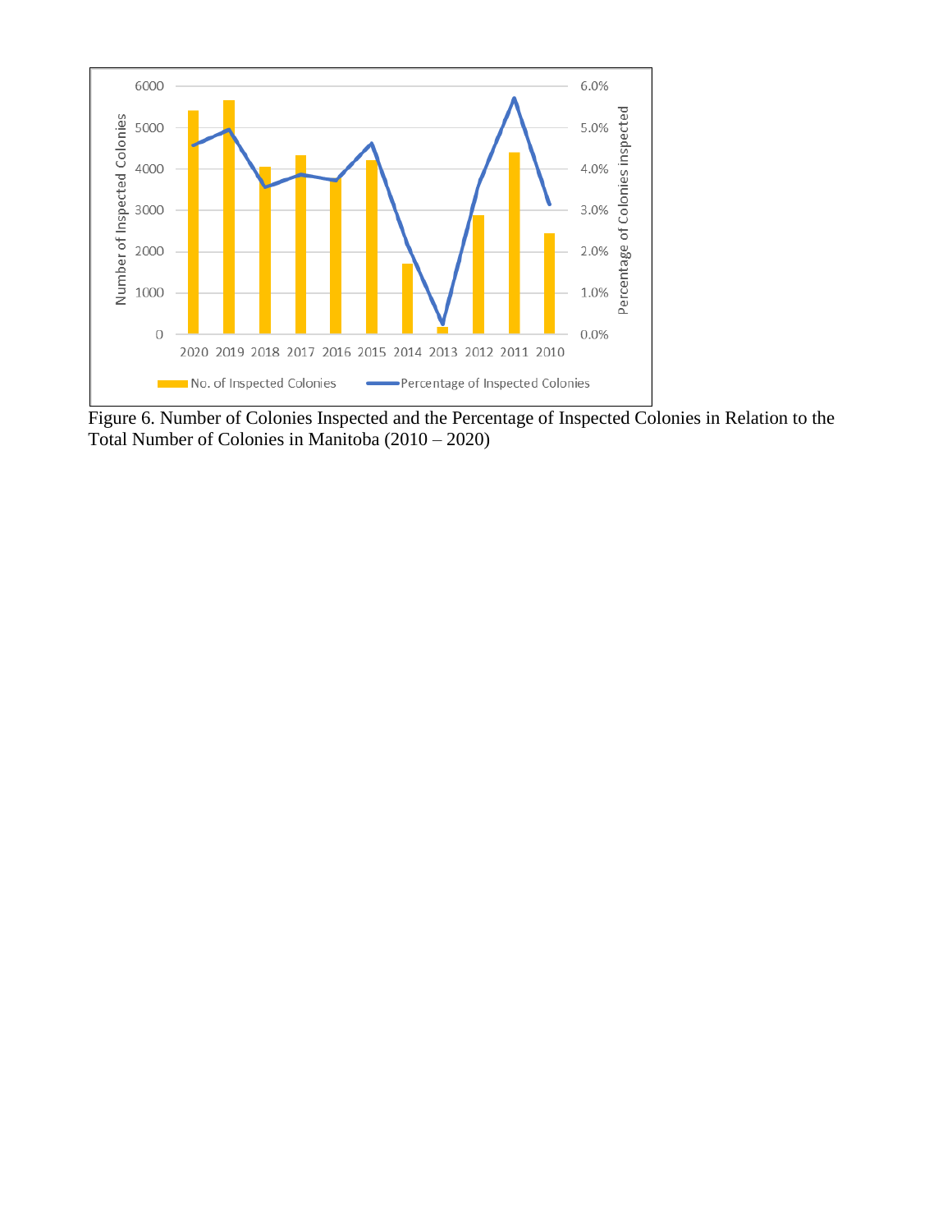6000
5000
4000
3000
2000
1000
0

Number of Inspected Colonies

6.0%
5.0%
4.0%
3.0%
2.0%
1.0%
0.0%

Percentage of Colonies inspected

2020 2019 2018 2017 2016 2015 2014 2013 2012 2011 2010

No. of Inspected Colonies

Percentage of Inspected Colonies

Figure 6. Number of Colonies Inspected and the Percentage of Inspected Colonies in Relation to the Total Number of Colonies in Manitoba (2010 – 2020)